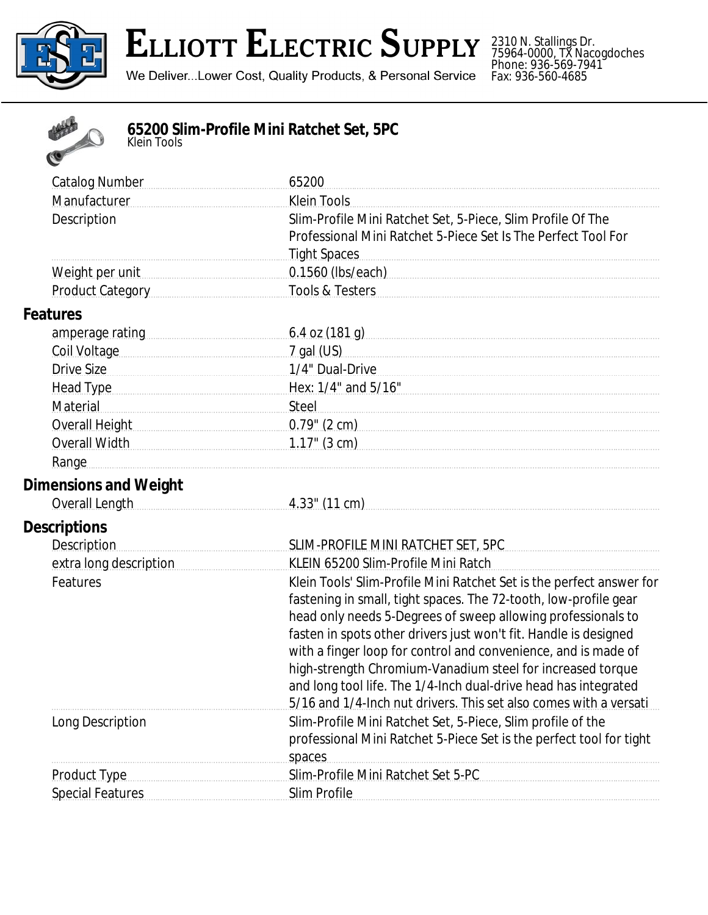# ELLIOTT ELECTRIC SUPPLY

We Deliver...Lower Cost, Quality Products, & Personal Service

2310 N. Stallings Dr.
75964-0000, TX Nacogdoches
Phone: 936-569-7941
Fax: 936-560-4685

## 65200 Slim-Profile Mini Ratchet Set, 5PC

Klein Tools

| | |
|---|---|
| Catalog Number | 65200 |
| Manufacturer | Klein Tools |
| Description | Slim-Profile Mini Ratchet Set, 5-Piece, Slim Profile Of The Professional Mini Ratchet 5-Piece Set Is The Perfect Tool For Tight Spaces |
| Weight per unit | 0.1560 (lbs/each) |
| Product Category | Tools & Testers |

### Features

| | |
|---|---|
| amperage rating | 6.4 oz (181 g) |
| Coil Voltage | 7 gal (US) |
| Drive Size | 1/4" Dual-Drive |
| Head Type | Hex: 1/4" and 5/16" |
| Material | Steel |
| Overall Height | 0.79" (2 cm) |
| Overall Width | 1.17" (3 cm) |
| Range | |

### Dimensions and Weight

| | |
|---|---|
| Overall Length | 4.33" (11 cm) |

### Descriptions

| | |
|---|---|
| Description | SLIM-PROFILE MINI RATCHET SET, 5PC |
| extra long description | KLEIN 65200 Slim-Profile Mini Ratch |
| Features | Klein Tools' Slim-Profile Mini Ratchet Set is the perfect answer for fastening in small, tight spaces. The 72-tooth, low-profile gear head only needs 5-Degrees of sweep allowing professionals to fasten in spots other drivers just won't fit. Handle is designed with a finger loop for control and convenience, and is made of high-strength Chromium-Vanadium steel for increased torque and long tool life. The 1/4-Inch dual-drive head has integrated 5/16 and 1/4-Inch nut drivers. This set also comes with a versati |
| Long Description | Slim-Profile Mini Ratchet Set, 5-Piece, Slim profile of the professional Mini Ratchet 5-Piece Set is the perfect tool for tight spaces |
| Product Type | Slim-Profile Mini Ratchet Set 5-PC |
| Special Features | Slim Profile |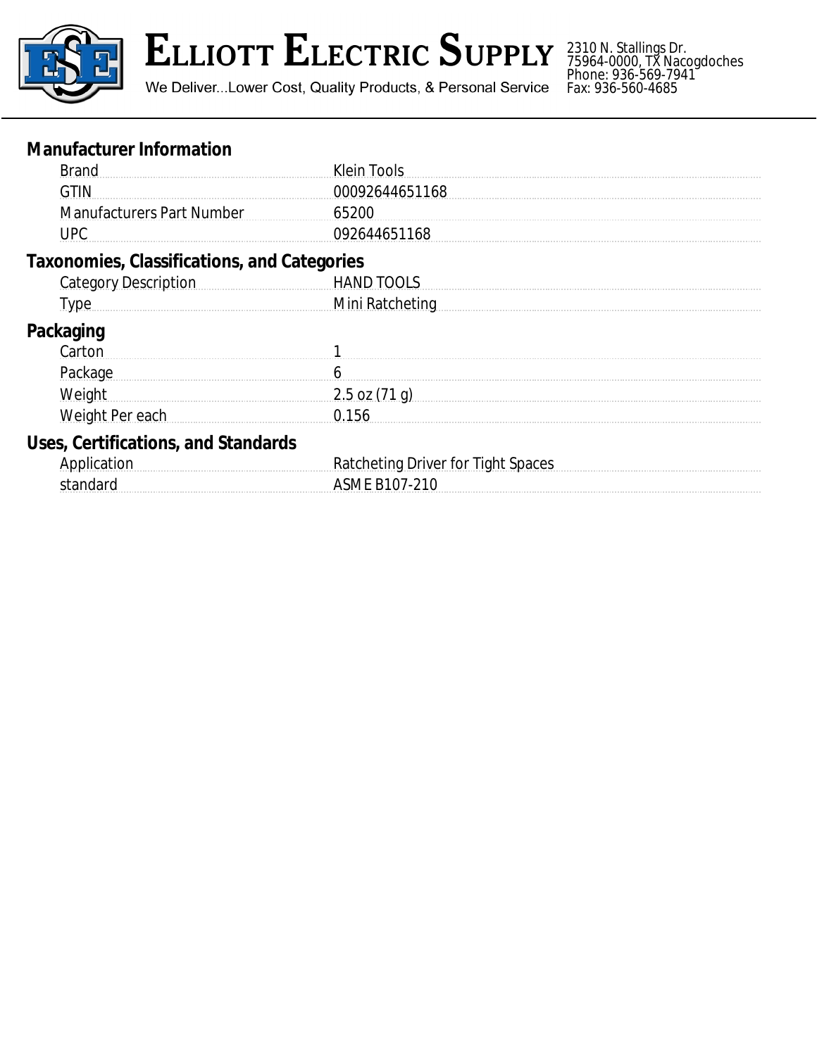# ELLIOTT ELECTRIC SUPPLY

We Deliver...Lower Cost, Quality Products, & Personal Service

2310 N. Stallings Dr.
75964-0000, TX Nacogdoches
Phone: 936-569-7941
Fax: 936-560-4685

## Manufacturer Information

| | |
|---|---|
| Brand | Klein Tools |
| GTIN | 00092644651168 |
| Manufacturers Part Number | 65200 |
| UPC | 092644651168 |

## Taxonomies, Classifications, and Categories

| | |
|---|---|
| Category Description | HAND TOOLS |
| Type | Mini Ratcheting |

## Packaging

| | |
|---|---|
| Carton | 1 |
| Package | 6 |
| Weight | 2.5 oz (71 g) |
| Weight Per each | 0.156 |

## Uses, Certifications, and Standards

| | |
|---|---|
| Application | Ratcheting Driver for Tight Spaces |
| standard | ASME B107-210 |